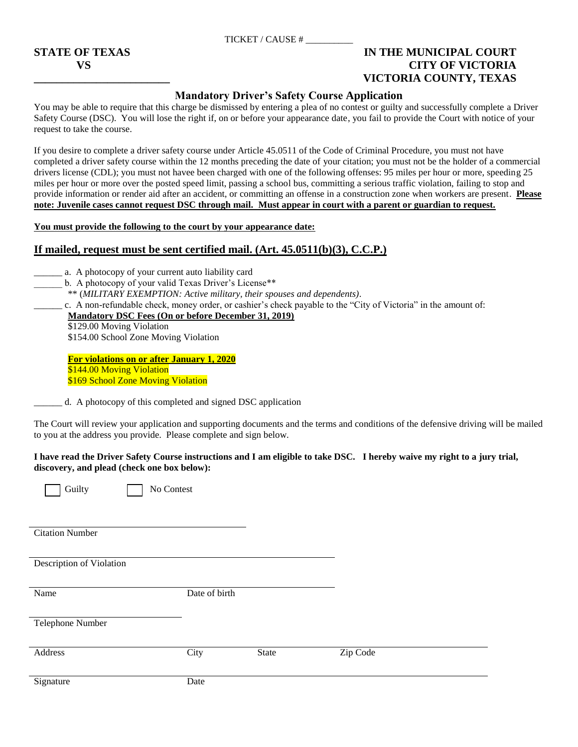TICKET / CAUSE # __________

**STATE OF TEXAS**
**VS**
**________________________**

**IN THE MUNICIPAL COURT**
**CITY OF VICTORIA**
**VICTORIA COUNTY, TEXAS**

## Mandatory Driver's Safety Course Application

You may be able to require that this charge be dismissed by entering a plea of no contest or guilty and successfully complete a Driver Safety Course (DSC). You will lose the right if, on or before your appearance date, you fail to provide the Court with notice of your request to take the course.

If you desire to complete a driver safety course under Article 45.0511 of the Code of Criminal Procedure, you must not have completed a driver safety course within the 12 months preceding the date of your citation; you must not be the holder of a commercial drivers license (CDL); you must not havee been charged with one of the following offenses: 95 miles per hour or more, speeding 25 miles per hour or more over the posted speed limit, passing a school bus, committing a serious traffic violation, failing to stop and provide information or render aid after an accident, or committing an offense in a construction zone when workers are present. **Please note: Juvenile cases cannot request DSC through mail. Must appear in court with a parent or guardian to request.**

**You must provide the following to the court by your appearance date:**

### If mailed, request must be sent certified mail. (Art. 45.0511(b)(3), C.C.P.)

______ a. A photocopy of your current auto liability card

______ b. A photocopy of your valid Texas Driver's License**
** (*MILITARY EXEMPTION: Active military, their spouses and dependents)*.

______ c. A non-refundable check, money order, or cashier's check payable to the "City of Victoria" in the amount of:

**Mandatory DSC Fees (On or before December 31, 2019)**
$129.00 Moving Violation
$154.00 School Zone Moving Violation

**For violations on or after January 1, 2020**
$144.00 Moving Violation
$169 School Zone Moving Violation

______ d. A photocopy of this completed and signed DSC application

The Court will review your application and supporting documents and the terms and conditions of the defensive driving will be mailed to you at the address you provide. Please complete and sign below.

**I have read the Driver Safety Course instructions and I am eligible to take DSC. I hereby waive my right to a jury trial, discovery, and plead (check one box below):**

☐ Guilty ☐ No Contest

______________________________
Citation Number

______________________________
Description of Violation

______________________________
Name Date of birth

______________________________
Telephone Number

______________________________
Address City State Zip Code

______________________________
Signature Date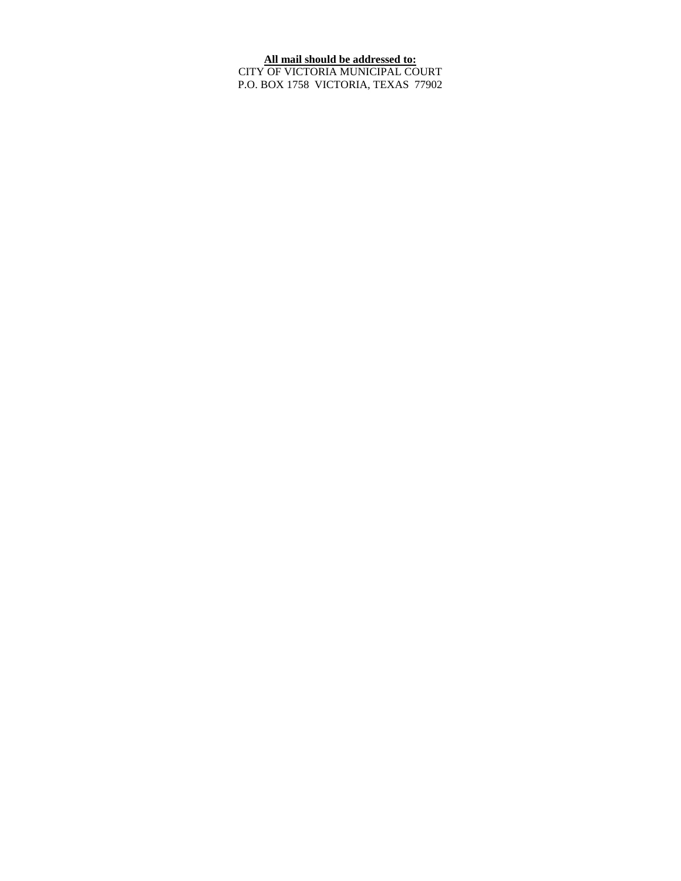**All mail should be addressed to:**

CITY OF VICTORIA MUNICIPAL COURT
P.O. BOX 1758 VICTORIA, TEXAS 77902